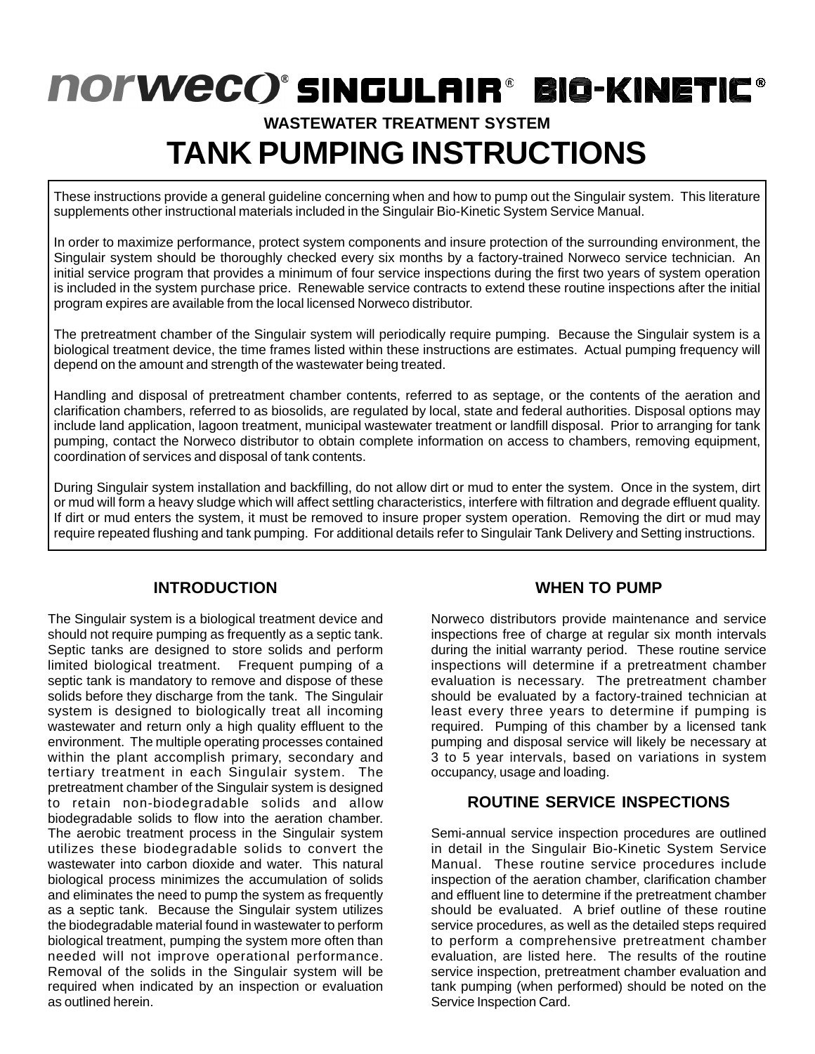# norweco® SINGULAIR® BIO-KINETIC®

**WASTEWATER TREATMENT SYSTEM**

# TANK PUMPING INSTRUCTIONS

These instructions provide a general guideline concerning when and how to pump out the Singulair system. This literature supplements other instructional materials included in the Singulair Bio-Kinetic System Service Manual.

In order to maximize performance, protect system components and insure protection of the surrounding environment, the Singulair system should be thoroughly checked every six months by a factory-trained Norweco service technician. An initial service program that provides a minimum of four service inspections during the first two years of system operation is included in the system purchase price. Renewable service contracts to extend these routine inspections after the initial program expires are available from the local licensed Norweco distributor.

The pretreatment chamber of the Singulair system will periodically require pumping. Because the Singulair system is a biological treatment device, the time frames listed within these instructions are estimates. Actual pumping frequency will depend on the amount and strength of the wastewater being treated.

Handling and disposal of pretreatment chamber contents, referred to as septage, or the contents of the aeration and clarification chambers, referred to as biosolids, are regulated by local, state and federal authorities. Disposal options may include land application, lagoon treatment, municipal wastewater treatment or landfill disposal. Prior to arranging for tank pumping, contact the Norweco distributor to obtain complete information on access to chambers, removing equipment, coordination of services and disposal of tank contents.

During Singulair system installation and backfilling, do not allow dirt or mud to enter the system. Once in the system, dirt or mud will form a heavy sludge which will affect settling characteristics, interfere with filtration and degrade effluent quality. If dirt or mud enters the system, it must be removed to insure proper system operation. Removing the dirt or mud may require repeated flushing and tank pumping. For additional details refer to Singulair Tank Delivery and Setting instructions.

## INTRODUCTION

The Singulair system is a biological treatment device and should not require pumping as frequently as a septic tank. Septic tanks are designed to store solids and perform limited biological treatment. Frequent pumping of a septic tank is mandatory to remove and dispose of these solids before they discharge from the tank. The Singulair system is designed to biologically treat all incoming wastewater and return only a high quality effluent to the environment. The multiple operating processes contained within the plant accomplish primary, secondary and tertiary treatment in each Singulair system. The pretreatment chamber of the Singulair system is designed to retain non-biodegradable solids and allow biodegradable solids to flow into the aeration chamber. The aerobic treatment process in the Singulair system utilizes these biodegradable solids to convert the wastewater into carbon dioxide and water. This natural biological process minimizes the accumulation of solids and eliminates the need to pump the system as frequently as a septic tank. Because the Singulair system utilizes the biodegradable material found in wastewater to perform biological treatment, pumping the system more often than needed will not improve operational performance. Removal of the solids in the Singulair system will be required when indicated by an inspection or evaluation as outlined herein.

## WHEN TO PUMP

Norweco distributors provide maintenance and service inspections free of charge at regular six month intervals during the initial warranty period. These routine service inspections will determine if a pretreatment chamber evaluation is necessary. The pretreatment chamber should be evaluated by a factory-trained technician at least every three years to determine if pumping is required. Pumping of this chamber by a licensed tank pumping and disposal service will likely be necessary at 3 to 5 year intervals, based on variations in system occupancy, usage and loading.

## ROUTINE SERVICE INSPECTIONS

Semi-annual service inspection procedures are outlined in detail in the Singulair Bio-Kinetic System Service Manual. These routine service procedures include inspection of the aeration chamber, clarification chamber and effluent line to determine if the pretreatment chamber should be evaluated. A brief outline of these routine service procedures, as well as the detailed steps required to perform a comprehensive pretreatment chamber evaluation, are listed here. The results of the routine service inspection, pretreatment chamber evaluation and tank pumping (when performed) should be noted on the Service Inspection Card.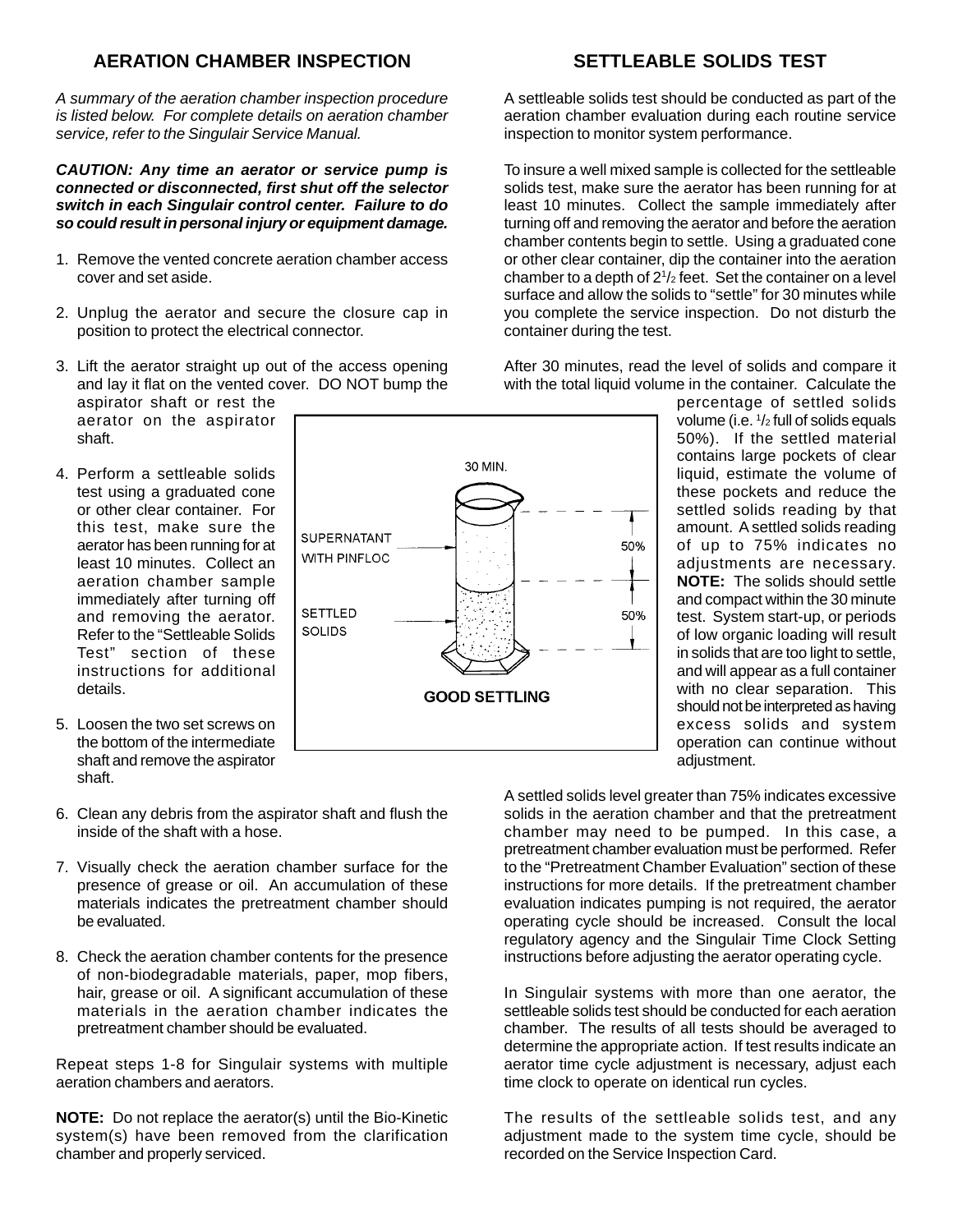## AERATION CHAMBER INSPECTION

*A summary of the aeration chamber inspection procedure is listed below. For complete details on aeration chamber service, refer to the Singulair Service Manual.*

***CAUTION: Any time an aerator or service pump is connected or disconnected, first shut off the selector switch in each Singulair control center. Failure to do so could result in personal injury or equipment damage.***

1. Remove the vented concrete aeration chamber access cover and set aside.
2. Unplug the aerator and secure the closure cap in position to protect the electrical connector.
3. Lift the aerator straight up out of the access opening and lay it flat on the vented cover. DO NOT bump the aspirator shaft or rest the aerator on the aspirator shaft.
4. Perform a settleable solids test using a graduated cone or other clear container. For this test, make sure the aerator has been running for at least 10 minutes. Collect an aeration chamber sample immediately after turning off and removing the aerator. Refer to the "Settleable Solids Test" section of these instructions for additional details.
5. Loosen the two set screws on the bottom of the intermediate shaft and remove the aspirator shaft.
6. Clean any debris from the aspirator shaft and flush the inside of the shaft with a hose.
7. Visually check the aeration chamber surface for the presence of grease or oil. An accumulation of these materials indicates the pretreatment chamber should be evaluated.
8. Check the aeration chamber contents for the presence of non-biodegradable materials, paper, mop fibers, hair, grease or oil. A significant accumulation of these materials in the aeration chamber indicates the pretreatment chamber should be evaluated.

Repeat steps 1-8 for Singulair systems with multiple aeration chambers and aerators.

**NOTE:** Do not replace the aerator(s) until the Bio-Kinetic system(s) have been removed from the clarification chamber and properly serviced.

30 MIN.

SUPERNATANT WITH PINFLOC — 50%

SETTLED SOLIDS — 50%

**GOOD SETTLING**

## SETTLEABLE SOLIDS TEST

A settleable solids test should be conducted as part of the aeration chamber evaluation during each routine service inspection to monitor system performance.

To insure a well mixed sample is collected for the settleable solids test, make sure the aerator has been running for at least 10 minutes. Collect the sample immediately after turning off and removing the aerator and before the aeration chamber contents begin to settle. Using a graduated cone or other clear container, dip the container into the aeration chamber to a depth of 2$^1/_2$ feet. Set the container on a level surface and allow the solids to "settle" for 30 minutes while you complete the service inspection. Do not disturb the container during the test.

After 30 minutes, read the level of solids and compare it with the total liquid volume in the container. Calculate the percentage of settled solids volume (i.e. $^1/_2$ full of solids equals 50%). If the settled material contains large pockets of clear liquid, estimate the volume of these pockets and reduce the settled solids reading by that amount. A settled solids reading of up to 75% indicates no adjustments are necessary. **NOTE:** The solids should settle and compact within the 30 minute test. System start-up, or periods of low organic loading will result in solids that are too light to settle, and will appear as a full container with no clear separation. This should not be interpreted as having excess solids and system operation can continue without adjustment.

A settled solids level greater than 75% indicates excessive solids in the aeration chamber and that the pretreatment chamber may need to be pumped. In this case, a pretreatment chamber evaluation must be performed. Refer to the "Pretreatment Chamber Evaluation" section of these instructions for more details. If the pretreatment chamber evaluation indicates pumping is not required, the aerator operating cycle should be increased. Consult the local regulatory agency and the Singulair Time Clock Setting instructions before adjusting the aerator operating cycle.

In Singulair systems with more than one aerator, the settleable solids test should be conducted for each aeration chamber. The results of all tests should be averaged to determine the appropriate action. If test results indicate an aerator time cycle adjustment is necessary, adjust each time clock to operate on identical run cycles.

The results of the settleable solids test, and any adjustment made to the system time cycle, should be recorded on the Service Inspection Card.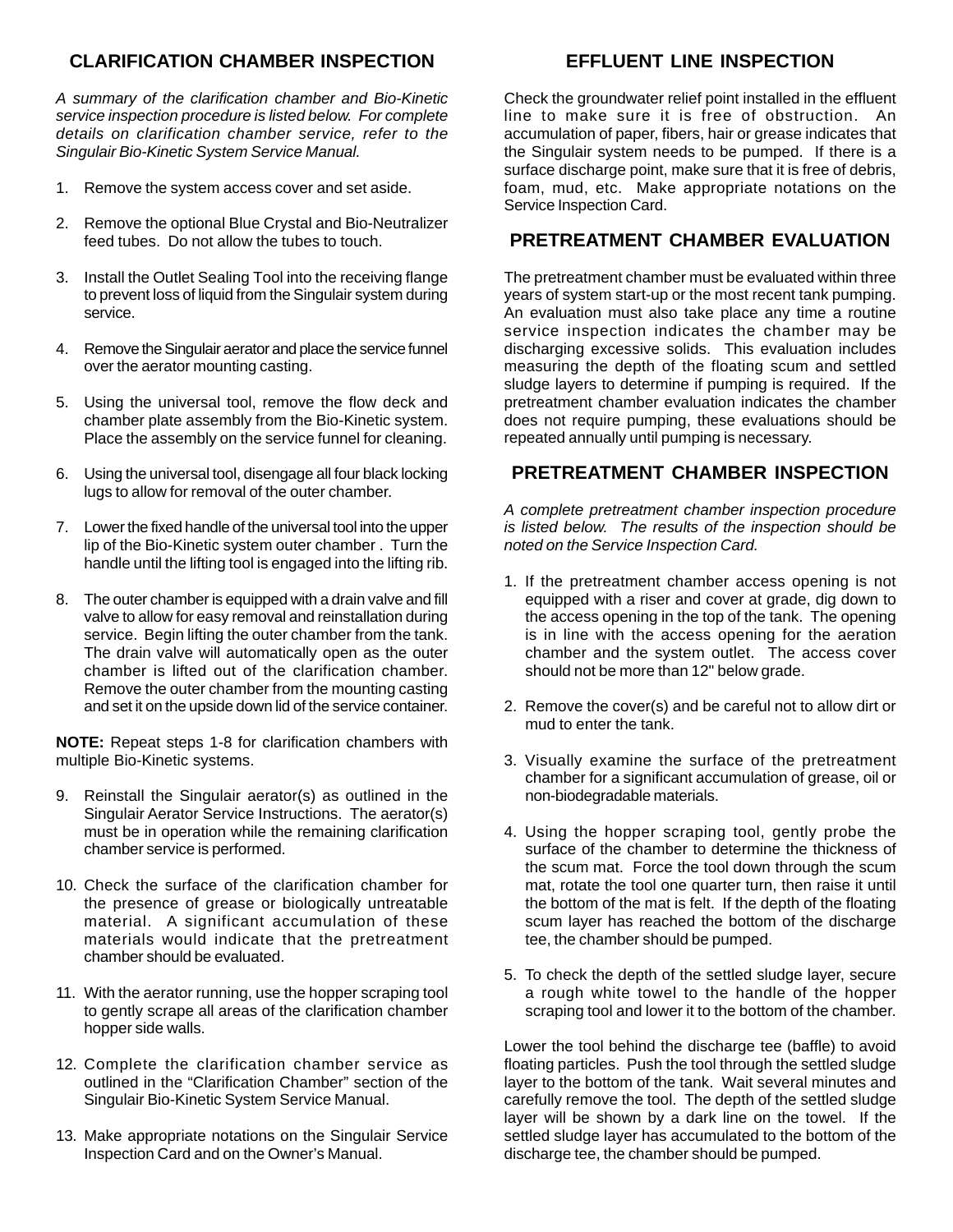## CLARIFICATION CHAMBER INSPECTION

*A summary of the clarification chamber and Bio-Kinetic service inspection procedure is listed below. For complete details on clarification chamber service, refer to the Singulair Bio-Kinetic System Service Manual.*

1. Remove the system access cover and set aside.
2. Remove the optional Blue Crystal and Bio-Neutralizer feed tubes. Do not allow the tubes to touch.
3. Install the Outlet Sealing Tool into the receiving flange to prevent loss of liquid from the Singulair system during service.
4. Remove the Singulair aerator and place the service funnel over the aerator mounting casting.
5. Using the universal tool, remove the flow deck and chamber plate assembly from the Bio-Kinetic system. Place the assembly on the service funnel for cleaning.
6. Using the universal tool, disengage all four black locking lugs to allow for removal of the outer chamber.
7. Lower the fixed handle of the universal tool into the upper lip of the Bio-Kinetic system outer chamber . Turn the handle until the lifting tool is engaged into the lifting rib.
8. The outer chamber is equipped with a drain valve and fill valve to allow for easy removal and reinstallation during service. Begin lifting the outer chamber from the tank. The drain valve will automatically open as the outer chamber is lifted out of the clarification chamber. Remove the outer chamber from the mounting casting and set it on the upside down lid of the service container.

**NOTE:** Repeat steps 1-8 for clarification chambers with multiple Bio-Kinetic systems.

9. Reinstall the Singulair aerator(s) as outlined in the Singulair Aerator Service Instructions. The aerator(s) must be in operation while the remaining clarification chamber service is performed.
10. Check the surface of the clarification chamber for the presence of grease or biologically untreatable material. A significant accumulation of these materials would indicate that the pretreatment chamber should be evaluated.
11. With the aerator running, use the hopper scraping tool to gently scrape all areas of the clarification chamber hopper side walls.
12. Complete the clarification chamber service as outlined in the "Clarification Chamber" section of the Singulair Bio-Kinetic System Service Manual.
13. Make appropriate notations on the Singulair Service Inspection Card and on the Owner's Manual.

## EFFLUENT LINE INSPECTION

Check the groundwater relief point installed in the effluent line to make sure it is free of obstruction. An accumulation of paper, fibers, hair or grease indicates that the Singulair system needs to be pumped. If there is a surface discharge point, make sure that it is free of debris, foam, mud, etc. Make appropriate notations on the Service Inspection Card.

## PRETREATMENT CHAMBER EVALUATION

The pretreatment chamber must be evaluated within three years of system start-up or the most recent tank pumping. An evaluation must also take place any time a routine service inspection indicates the chamber may be discharging excessive solids. This evaluation includes measuring the depth of the floating scum and settled sludge layers to determine if pumping is required. If the pretreatment chamber evaluation indicates the chamber does not require pumping, these evaluations should be repeated annually until pumping is necessary.

## PRETREATMENT CHAMBER INSPECTION

*A complete pretreatment chamber inspection procedure is listed below. The results of the inspection should be noted on the Service Inspection Card.*

1. If the pretreatment chamber access opening is not equipped with a riser and cover at grade, dig down to the access opening in the top of the tank. The opening is in line with the access opening for the aeration chamber and the system outlet. The access cover should not be more than 12" below grade.
2. Remove the cover(s) and be careful not to allow dirt or mud to enter the tank.
3. Visually examine the surface of the pretreatment chamber for a significant accumulation of grease, oil or non-biodegradable materials.
4. Using the hopper scraping tool, gently probe the surface of the chamber to determine the thickness of the scum mat. Force the tool down through the scum mat, rotate the tool one quarter turn, then raise it until the bottom of the mat is felt. If the depth of the floating scum layer has reached the bottom of the discharge tee, the chamber should be pumped.
5. To check the depth of the settled sludge layer, secure a rough white towel to the handle of the hopper scraping tool and lower it to the bottom of the chamber.

Lower the tool behind the discharge tee (baffle) to avoid floating particles. Push the tool through the settled sludge layer to the bottom of the tank. Wait several minutes and carefully remove the tool. The depth of the settled sludge layer will be shown by a dark line on the towel. If the settled sludge layer has accumulated to the bottom of the discharge tee, the chamber should be pumped.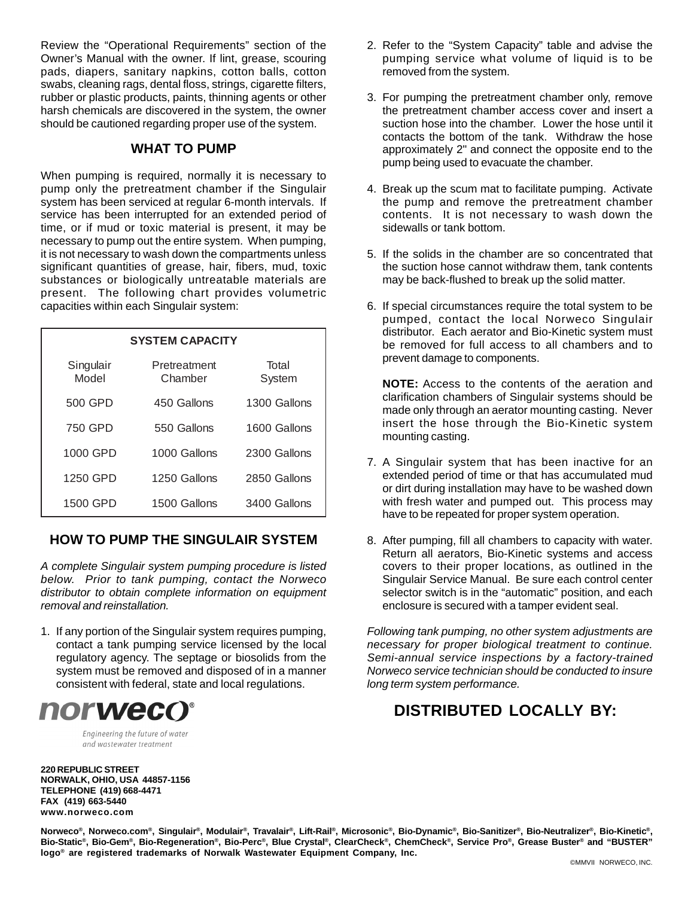Review the "Operational Requirements" section of the Owner's Manual with the owner. If lint, grease, scouring pads, diapers, sanitary napkins, cotton balls, cotton swabs, cleaning rags, dental floss, strings, cigarette filters, rubber or plastic products, paints, thinning agents or other harsh chemicals are discovered in the system, the owner should be cautioned regarding proper use of the system.

## WHAT TO PUMP

When pumping is required, normally it is necessary to pump only the pretreatment chamber if the Singulair system has been serviced at regular 6-month intervals. If service has been interrupted for an extended period of time, or if mud or toxic material is present, it may be necessary to pump out the entire system. When pumping, it is not necessary to wash down the compartments unless significant quantities of grease, hair, fibers, mud, toxic substances or biologically untreatable materials are present. The following chart provides volumetric capacities within each Singulair system:

**SYSTEM CAPACITY**

| Singulair Model | Pretreatment Chamber | Total System |
|---|---|---|
| 500 GPD | 450 Gallons | 1300 Gallons |
| 750 GPD | 550 Gallons | 1600 Gallons |
| 1000 GPD | 1000 Gallons | 2300 Gallons |
| 1250 GPD | 1250 Gallons | 2850 Gallons |
| 1500 GPD | 1500 Gallons | 3400 Gallons |

## HOW TO PUMP THE SINGULAIR SYSTEM

*A complete Singulair system pumping procedure is listed below. Prior to tank pumping, contact the Norweco distributor to obtain complete information on equipment removal and reinstallation.*

1. If any portion of the Singulair system requires pumping, contact a tank pumping service licensed by the local regulatory agency. The septage or biosolids from the system must be removed and disposed of in a manner consistent with federal, state and local regulations.
2. Refer to the "System Capacity" table and advise the pumping service what volume of liquid is to be removed from the system.
3. For pumping the pretreatment chamber only, remove the pretreatment chamber access cover and insert a suction hose into the chamber. Lower the hose until it contacts the bottom of the tank. Withdraw the hose approximately 2" and connect the opposite end to the pump being used to evacuate the chamber.
4. Break up the scum mat to facilitate pumping. Activate the pump and remove the pretreatment chamber contents. It is not necessary to wash down the sidewalls or tank bottom.
5. If the solids in the chamber are so concentrated that the suction hose cannot withdraw them, tank contents may be back-flushed to break up the solid matter.
6. If special circumstances require the total system to be pumped, contact the local Norweco Singulair distributor. Each aerator and Bio-Kinetic system must be removed for full access to all chambers and to prevent damage to components.

   **NOTE:** Access to the contents of the aeration and clarification chambers of Singulair systems should be made only through an aerator mounting casting. Never insert the hose through the Bio-Kinetic system mounting casting.
7. A Singulair system that has been inactive for an extended period of time or that has accumulated mud or dirt during installation may have to be washed down with fresh water and pumped out. This process may have to be repeated for proper system operation.
8. After pumping, fill all chambers to capacity with water. Return all aerators, Bio-Kinetic systems and access covers to their proper locations, as outlined in the Singulair Service Manual. Be sure each control center selector switch is in the "automatic" position, and each enclosure is secured with a tamper evident seal.

*Following tank pumping, no other system adjustments are necessary for proper biological treatment to continue. Semi-annual service inspections by a factory-trained Norweco service technician should be conducted to insure long term system performance.*

norweco®

*Engineering the future of water and wastewater treatment*

**220 REPUBLIC STREET**
**NORWALK, OHIO, USA 44857-1156**
**TELEPHONE (419) 668-4471**
**FAX (419) 663-5440**
**www.norweco.com**

## DISTRIBUTED LOCALLY BY:

**Norweco®, Norweco.com®, Singulair®, Modulair®, Travalair®, Lift-Rail®, Microsonic®, Bio-Dynamic®, Bio-Sanitizer®, Bio-Neutralizer®, Bio-Kinetic®, Bio-Static®, Bio-Gem®, Bio-Regeneration®, Bio-Perc®, Blue Crystal®, ClearCheck®, ChemCheck®, Service Pro®, Grease Buster® and "BUSTER" logo® are registered trademarks of Norwalk Wastewater Equipment Company, Inc.**

©MMVII NORWECO, INC.